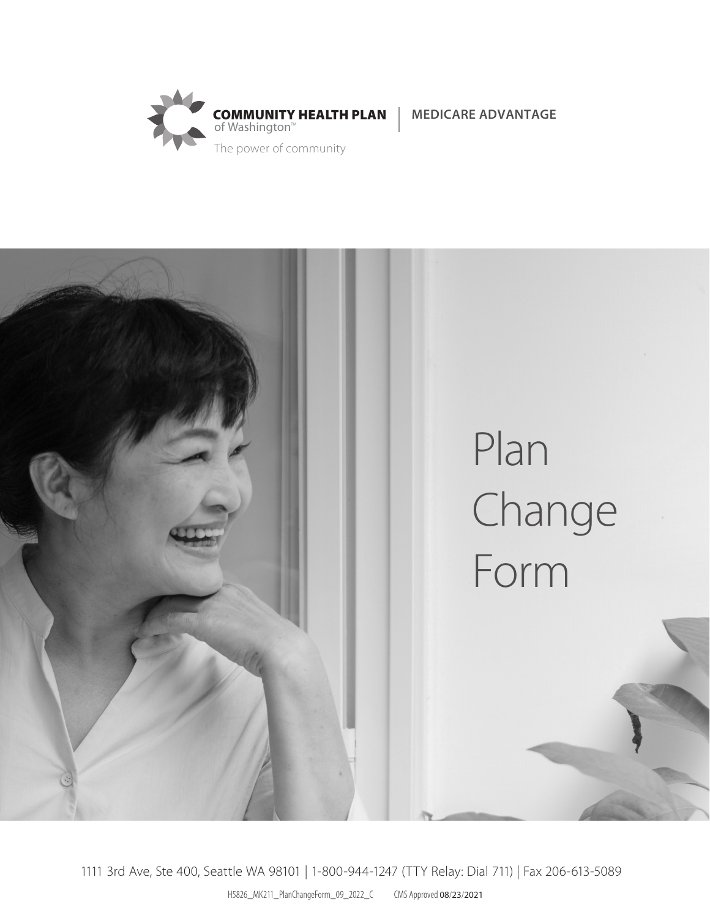COMMUNITY HEALTH PLAN of Washington™ | MEDICARE ADVANTAGE

The power of community

# Plan Change Form

1111 3rd Ave, Ste 400, Seattle WA 98101 | 1-800-944-1247 (TTY Relay: Dial 711) | Fax 206-613-5089

H5826_MK211_PlanChangeForm_09_2022_C CMS Approved 08/23/2021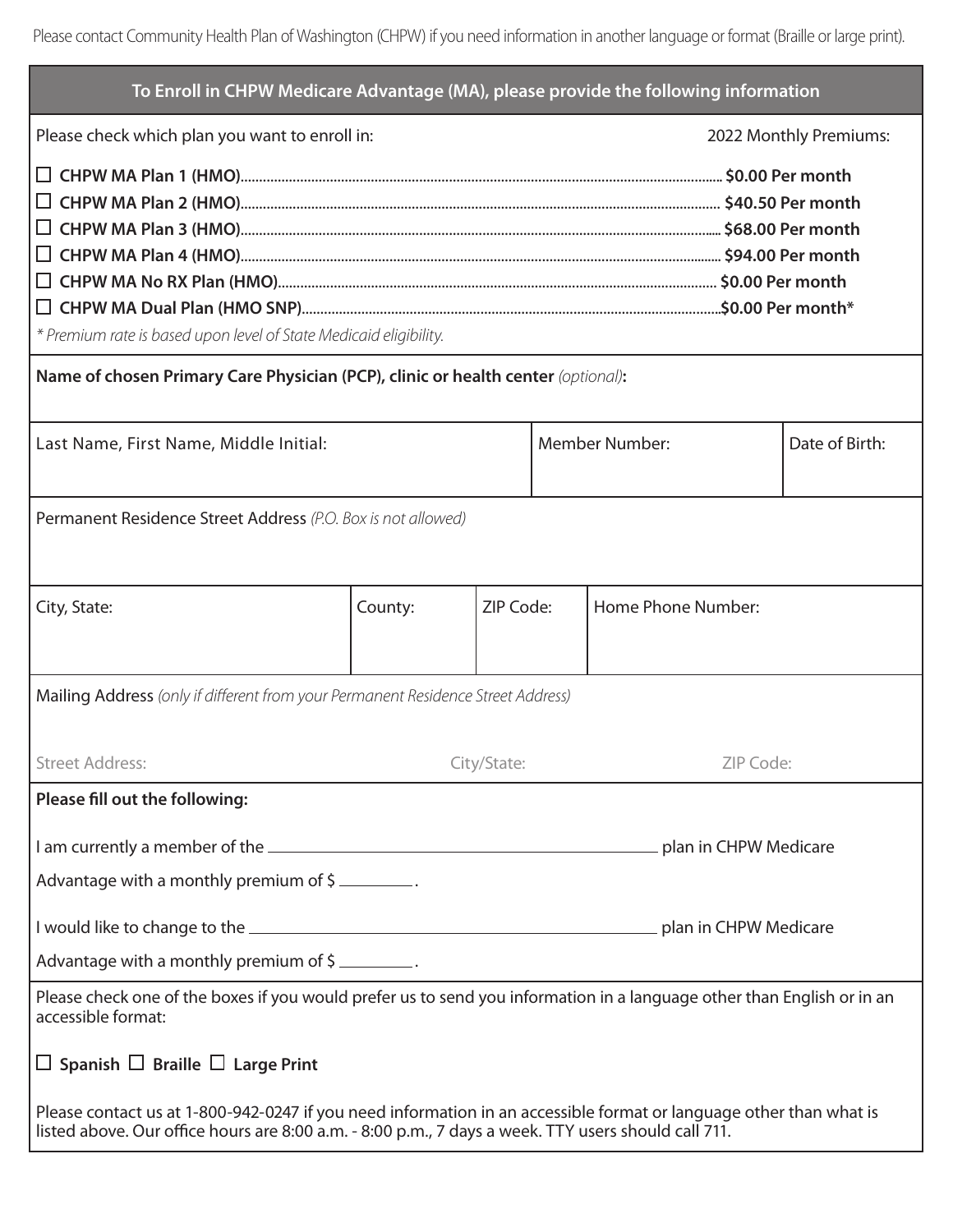Please contact Community Health Plan of Washington (CHPW) if you need information in another language or format (Braille or large print).

## To Enroll in CHPW Medicare Advantage (MA), please provide the following information

Please check which plan you want to enroll in: 2022 Monthly Premiums:

- ☐ **CHPW MA Plan 1 (HMO)**........ **$0.00 Per month**
- ☐ **CHPW MA Plan 2 (HMO)**........ **$40.50 Per month**
- ☐ **CHPW MA Plan 3 (HMO)**........ **$68.00 Per month**
- ☐ **CHPW MA Plan 4 (HMO)**........ **$94.00 Per month**
- ☐ **CHPW MA No RX Plan (HMO)**........ **$0.00 Per month**
- ☐ **CHPW MA Dual Plan (HMO SNP)**........ **$0.00 Per month***

*\* Premium rate is based upon level of State Medicaid eligibility.*

**Name of chosen Primary Care Physician (PCP), clinic or health center** *(optional)***:**

| Last Name, First Name, Middle Initial: | Member Number: | Date of Birth: |
|---|---|---|
| | | |

Permanent Residence Street Address *(P.O. Box is not allowed)*

| City, State: | County: | ZIP Code: | Home Phone Number: |
|---|---|---|---|
| | | | |

Mailing Address *(only if different from your Permanent Residence Street Address)*

Street Address: City/State: ZIP Code:

**Please fill out the following:**

I am currently a member of the ______________________ plan in CHPW Medicare Advantage with a monthly premium of $ ________.

I would like to change to the ______________________ plan in CHPW Medicare Advantage with a monthly premium of $ ________.

Please check one of the boxes if you would prefer us to send you information in a language other than English or in an accessible format:

☐ **Spanish** ☐ **Braille** ☐ **Large Print**

Please contact us at 1-800-942-0247 if you need information in an accessible format or language other than what is listed above. Our office hours are 8:00 a.m. - 8:00 p.m., 7 days a week. TTY users should call 711.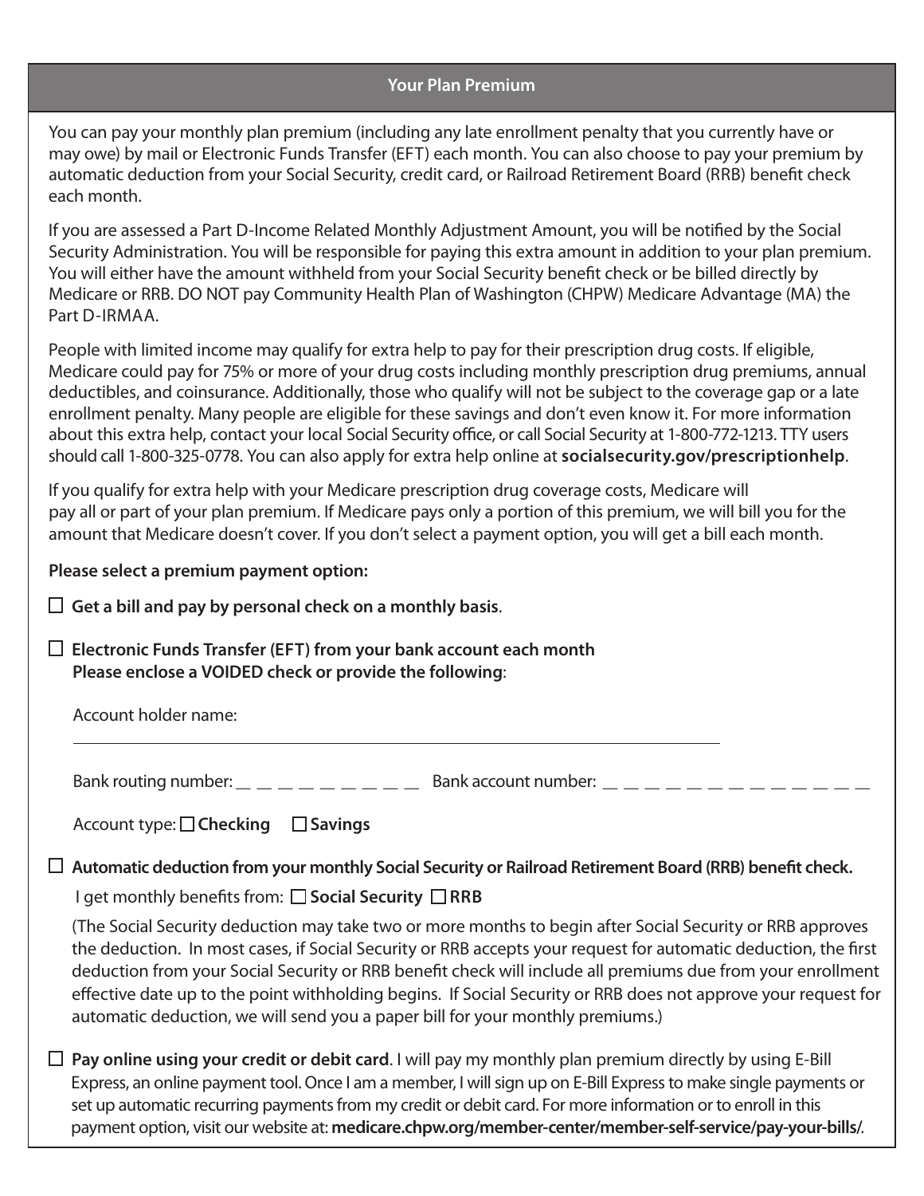## Your Plan Premium

You can pay your monthly plan premium (including any late enrollment penalty that you currently have or may owe) by mail or Electronic Funds Transfer (EFT) each month. You can also choose to pay your premium by automatic deduction from your Social Security, credit card, or Railroad Retirement Board (RRB) benefit check each month.

If you are assessed a Part D-Income Related Monthly Adjustment Amount, you will be notified by the Social Security Administration. You will be responsible for paying this extra amount in addition to your plan premium. You will either have the amount withheld from your Social Security benefit check or be billed directly by Medicare or RRB. DO NOT pay Community Health Plan of Washington (CHPW) Medicare Advantage (MA) the Part D-IRMAA.

People with limited income may qualify for extra help to pay for their prescription drug costs. If eligible, Medicare could pay for 75% or more of your drug costs including monthly prescription drug premiums, annual deductibles, and coinsurance. Additionally, those who qualify will not be subject to the coverage gap or a late enrollment penalty. Many people are eligible for these savings and don't even know it. For more information about this extra help, contact your local Social Security office, or call Social Security at 1-800-772-1213. TTY users should call 1-800-325-0778. You can also apply for extra help online at **socialsecurity.gov/prescriptionhelp**.

If you qualify for extra help with your Medicare prescription drug coverage costs, Medicare will pay all or part of your plan premium. If Medicare pays only a portion of this premium, we will bill you for the amount that Medicare doesn't cover. If you don't select a payment option, you will get a bill each month.

**Please select a premium payment option:**

☐ **Get a bill and pay by personal check on a monthly basis**.

☐ **Electronic Funds Transfer (EFT) from your bank account each month**
**Please enclose a VOIDED check or provide the following**:

Account holder name: ______________________________________________

Bank routing number: _ _ _ _ _ _ _ _ _ Bank account number: _ _ _ _ _ _ _ _ _ _ _ _ _ _ _

Account type: ☐ **Checking** ☐ **Savings**

☐ **Automatic deduction from your monthly Social Security or Railroad Retirement Board (RRB) benefit check.**

I get monthly benefits from: ☐ **Social Security** ☐ **RRB**

(The Social Security deduction may take two or more months to begin after Social Security or RRB approves the deduction. In most cases, if Social Security or RRB accepts your request for automatic deduction, the first deduction from your Social Security or RRB benefit check will include all premiums due from your enrollment effective date up to the point withholding begins. If Social Security or RRB does not approve your request for automatic deduction, we will send you a paper bill for your monthly premiums.)

☐ **Pay online using your credit or debit card**. I will pay my monthly plan premium directly by using E-Bill Express, an online payment tool. Once I am a member, I will sign up on E-Bill Express to make single payments or set up automatic recurring payments from my credit or debit card. For more information or to enroll in this payment option, visit our website at: **medicare.chpw.org/member-center/member-self-service/pay-your-bills/**.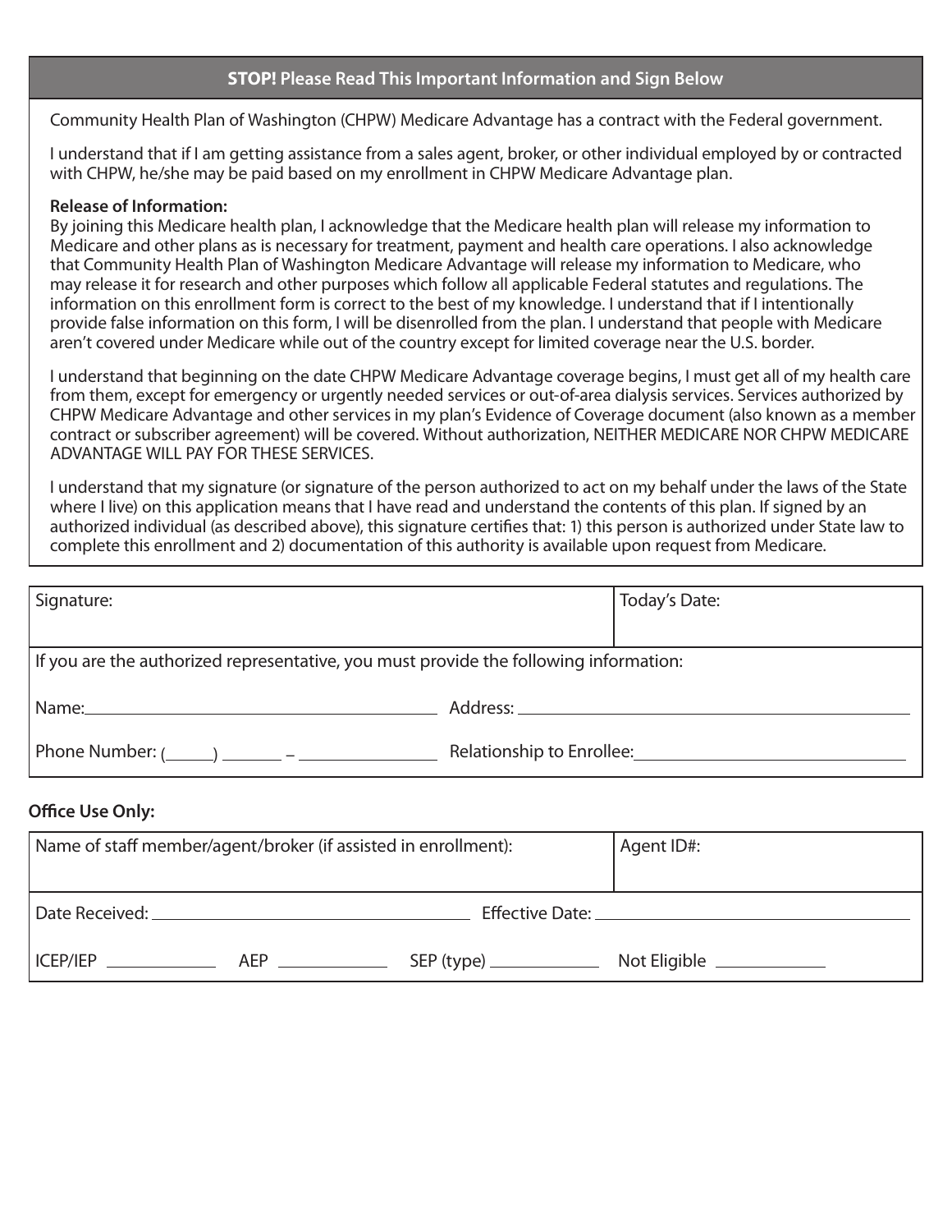## **STOP!** Please Read This Important Information and Sign Below

Community Health Plan of Washington (CHPW) Medicare Advantage has a contract with the Federal government.

I understand that if I am getting assistance from a sales agent, broker, or other individual employed by or contracted with CHPW, he/she may be paid based on my enrollment in CHPW Medicare Advantage plan.

**Release of Information:**
By joining this Medicare health plan, I acknowledge that the Medicare health plan will release my information to Medicare and other plans as is necessary for treatment, payment and health care operations. I also acknowledge that Community Health Plan of Washington Medicare Advantage will release my information to Medicare, who may release it for research and other purposes which follow all applicable Federal statutes and regulations. The information on this enrollment form is correct to the best of my knowledge. I understand that if I intentionally provide false information on this form, I will be disenrolled from the plan. I understand that people with Medicare aren't covered under Medicare while out of the country except for limited coverage near the U.S. border.

I understand that beginning on the date CHPW Medicare Advantage coverage begins, I must get all of my health care from them, except for emergency or urgently needed services or out-of-area dialysis services. Services authorized by CHPW Medicare Advantage and other services in my plan's Evidence of Coverage document (also known as a member contract or subscriber agreement) will be covered. Without authorization, NEITHER MEDICARE NOR CHPW MEDICARE ADVANTAGE WILL PAY FOR THESE SERVICES.

I understand that my signature (or signature of the person authorized to act on my behalf under the laws of the State where I live) on this application means that I have read and understand the contents of this plan. If signed by an authorized individual (as described above), this signature certifies that: 1) this person is authorized under State law to complete this enrollment and 2) documentation of this authority is available upon request from Medicare.

| | |
|---|---|
| Signature: | Today's Date: |

If you are the authorized representative, you must provide the following information:

Name: ____________________ Address: ____________________

Phone Number: (_____) _______ – ____________ Relationship to Enrollee: ____________________

**Office Use Only:**

| | |
|---|---|
| Name of staff member/agent/broker (if assisted in enrollment): | Agent ID#: |

Date Received: ____________________ Effective Date: ____________________

ICEP/IEP ____________ AEP ____________ SEP (type) ____________ Not Eligible ____________